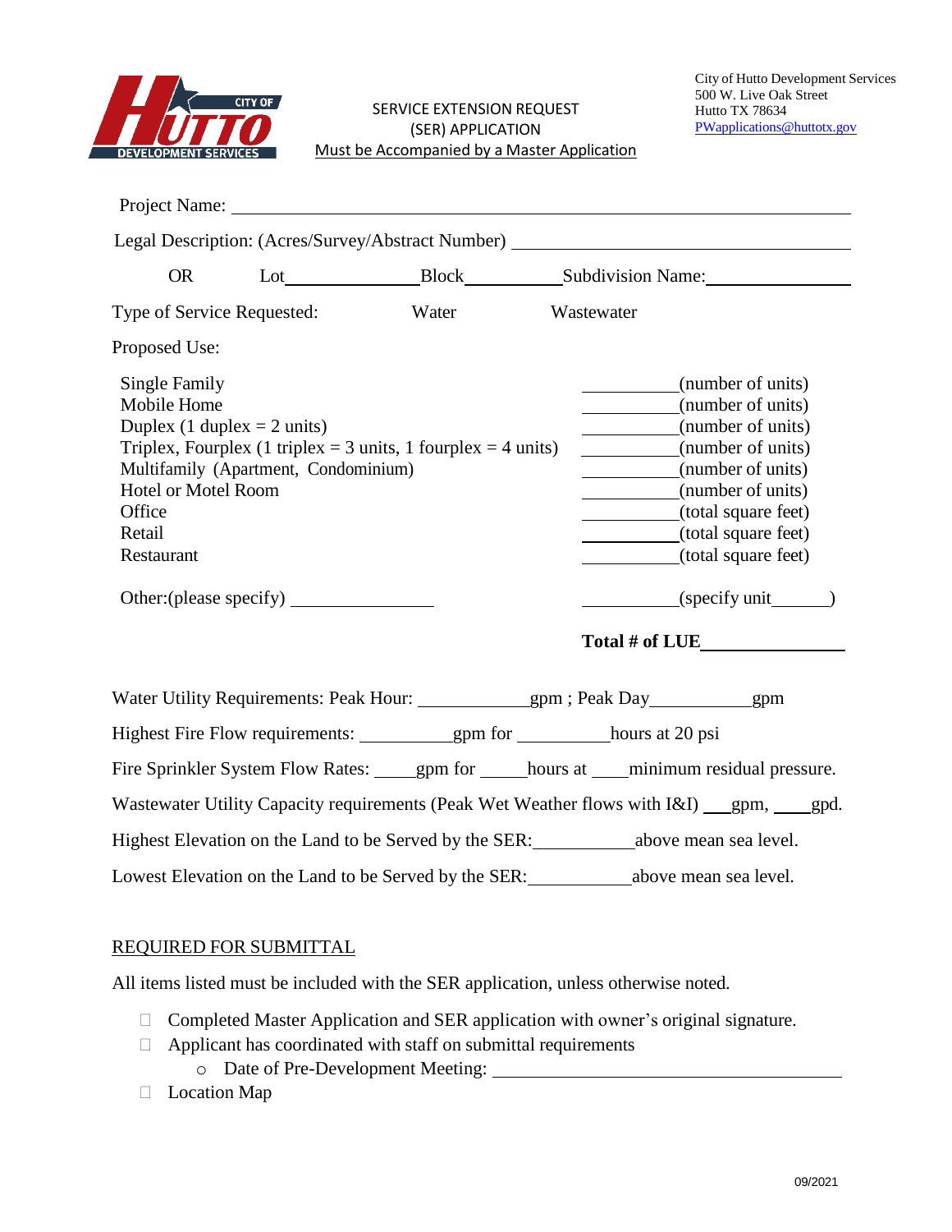City of Hutto Development Services
500 W. Live Oak Street
Hutto TX 78634
PWapplications@huttotx.gov

# SERVICE EXTENSION REQUEST (SER) APPLICATION

Must be Accompanied by a Master Application

Project Name: ______________________________

Legal Description: (Acres/Survey/Abstract Number) ______________________________

OR Lot__________ Block__________ Subdivision Name:__________

Type of Service Requested: Water Wastewater

Proposed Use:

| | |
|---|---|
| Single Family | ________(number of units) |
| Mobile Home | ________(number of units) |
| Duplex (1 duplex = 2 units) | ________(number of units) |
| Triplex, Fourplex (1 triplex = 3 units, 1 fourplex = 4 units) | ________(number of units) |
| Multifamily (Apartment, Condominium) | ________(number of units) |
| Hotel or Motel Room | ________(number of units) |
| Office | ________(total square feet) |
| Retail | ________(total square feet) |
| Restaurant | ________(total square feet) |
| Other:(please specify) __________ | ________(specify unit______) |

**Total # of LUE**__________

Water Utility Requirements: Peak Hour: __________gpm ; Peak Day__________gpm

Highest Fire Flow requirements: __________gpm for __________hours at 20 psi

Fire Sprinkler System Flow Rates: _____gpm for _____hours at ____minimum residual pressure.

Wastewater Utility Capacity requirements (Peak Wet Weather flows with I&I) ___gpm, ____gpd.

Highest Elevation on the Land to be Served by the SER:__________above mean sea level.

Lowest Elevation on the Land to be Served by the SER:__________above mean sea level.

## REQUIRED FOR SUBMITTAL

All items listed must be included with the SER application, unless otherwise noted.

- ☐ Completed Master Application and SER application with owner's original signature.
- ☐ Applicant has coordinated with staff on submittal requirements
  - Date of Pre-Development Meeting: ______________________________
- ☐ Location Map

09/2021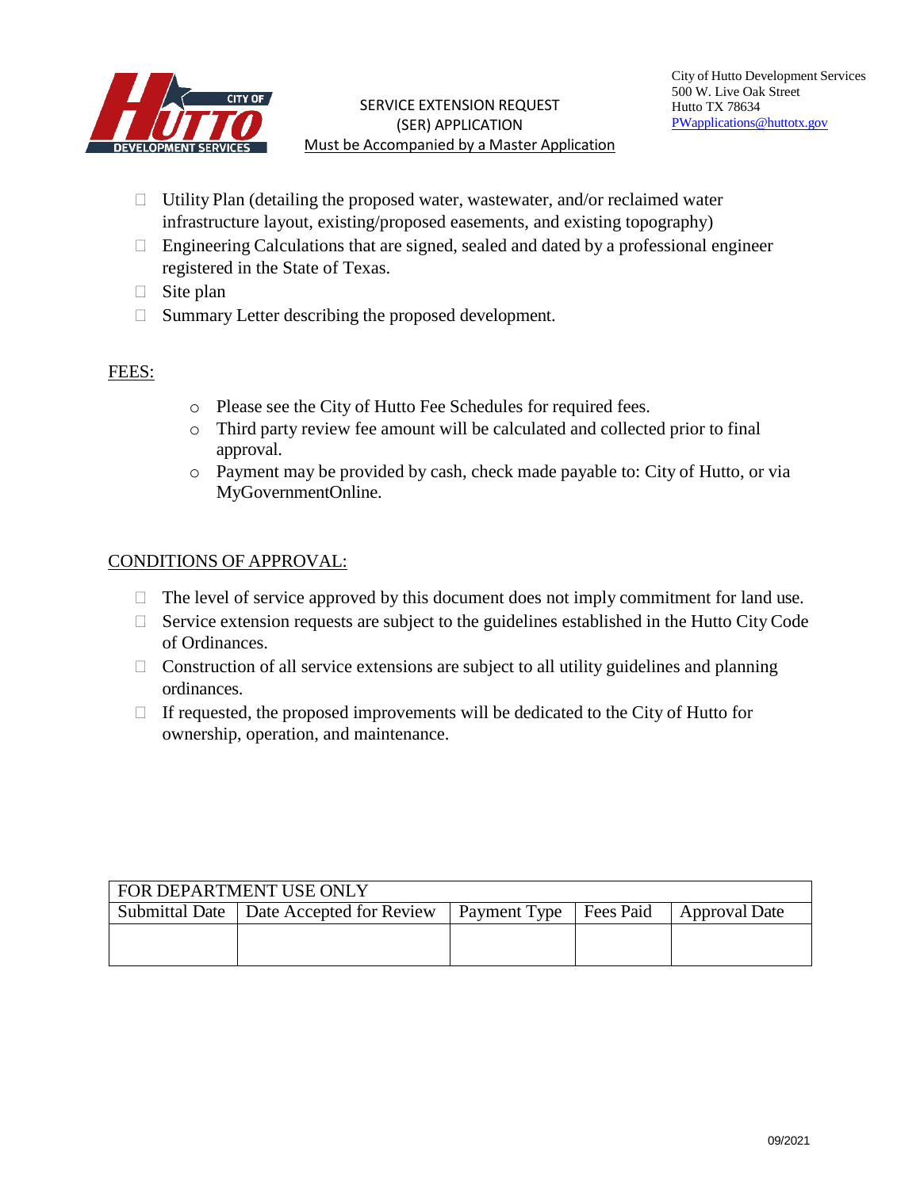SERVICE EXTENSION REQUEST
(SER) APPLICATION
Must be Accompanied by a Master Application

City of Hutto Development Services
500 W. Live Oak Street
Hutto TX 78634
PWapplications@huttotx.gov

- ☐ Utility Plan (detailing the proposed water, wastewater, and/or reclaimed water infrastructure layout, existing/proposed easements, and existing topography)
- ☐ Engineering Calculations that are signed, sealed and dated by a professional engineer registered in the State of Texas.
- ☐ Site plan
- ☐ Summary Letter describing the proposed development.

FEES:

- Please see the City of Hutto Fee Schedules for required fees.
- Third party review fee amount will be calculated and collected prior to final approval.
- Payment may be provided by cash, check made payable to: City of Hutto, or via MyGovernmentOnline.

CONDITIONS OF APPROVAL:

- ☐ The level of service approved by this document does not imply commitment for land use.
- ☐ Service extension requests are subject to the guidelines established in the Hutto City Code of Ordinances.
- ☐ Construction of all service extensions are subject to all utility guidelines and planning ordinances.
- ☐ If requested, the proposed improvements will be dedicated to the City of Hutto for ownership, operation, and maintenance.

| FOR DEPARTMENT USE ONLY | | | | |
|---|---|---|---|---|
| Submittal Date | Date Accepted for Review | Payment Type | Fees Paid | Approval Date |
| | | | | |

09/2021